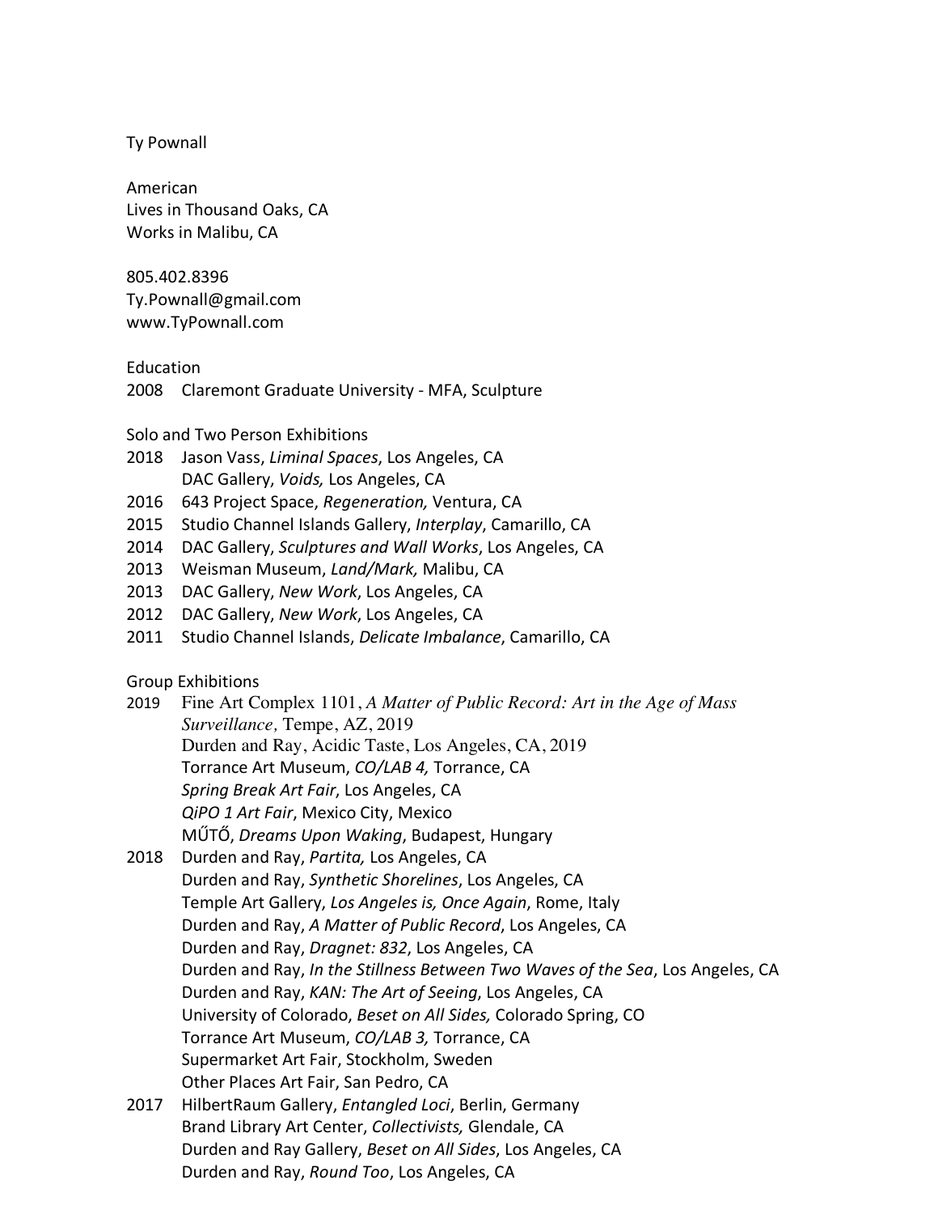Ty Pownall

American
Lives in Thousand Oaks, CA
Works in Malibu, CA

805.402.8396
Ty.Pownall@gmail.com
www.TyPownall.com

## Education

2008 Claremont Graduate University - MFA, Sculpture

## Solo and Two Person Exhibitions

2018 Jason Vass, *Liminal Spaces*, Los Angeles, CA
DAC Gallery, *Voids,* Los Angeles, CA
2016 643 Project Space, *Regeneration,* Ventura, CA
2015 Studio Channel Islands Gallery, *Interplay*, Camarillo, CA
2014 DAC Gallery, *Sculptures and Wall Works*, Los Angeles, CA
2013 Weisman Museum, *Land/Mark,* Malibu, CA
2013 DAC Gallery, *New Work*, Los Angeles, CA
2012 DAC Gallery, *New Work*, Los Angeles, CA
2011 Studio Channel Islands, *Delicate Imbalance*, Camarillo, CA

## Group Exhibitions

2019 Fine Art Complex 1101, *A Matter of Public Record: Art in the Age of Mass Surveillance,* Tempe, AZ, 2019
Durden and Ray, Acidic Taste, Los Angeles, CA, 2019
Torrance Art Museum, *CO/LAB 4,* Torrance, CA
*Spring Break Art Fair*, Los Angeles, CA
*QiPO 1 Art Fair*, Mexico City, Mexico
MŰTŐ, *Dreams Upon Waking*, Budapest, Hungary
2018 Durden and Ray, *Partita,* Los Angeles, CA
Durden and Ray, *Synthetic Shorelines*, Los Angeles, CA
Temple Art Gallery, *Los Angeles is, Once Again*, Rome, Italy
Durden and Ray, *A Matter of Public Record*, Los Angeles, CA
Durden and Ray, *Dragnet: 832*, Los Angeles, CA
Durden and Ray, *In the Stillness Between Two Waves of the Sea*, Los Angeles, CA
Durden and Ray, *KAN: The Art of Seeing*, Los Angeles, CA
University of Colorado, *Beset on All Sides,* Colorado Spring, CO
Torrance Art Museum, *CO/LAB 3,* Torrance, CA
Supermarket Art Fair, Stockholm, Sweden
Other Places Art Fair, San Pedro, CA
2017 HilbertRaum Gallery, *Entangled Loci*, Berlin, Germany
Brand Library Art Center, *Collectivists,* Glendale, CA
Durden and Ray Gallery, *Beset on All Sides*, Los Angeles, CA
Durden and Ray, *Round Too*, Los Angeles, CA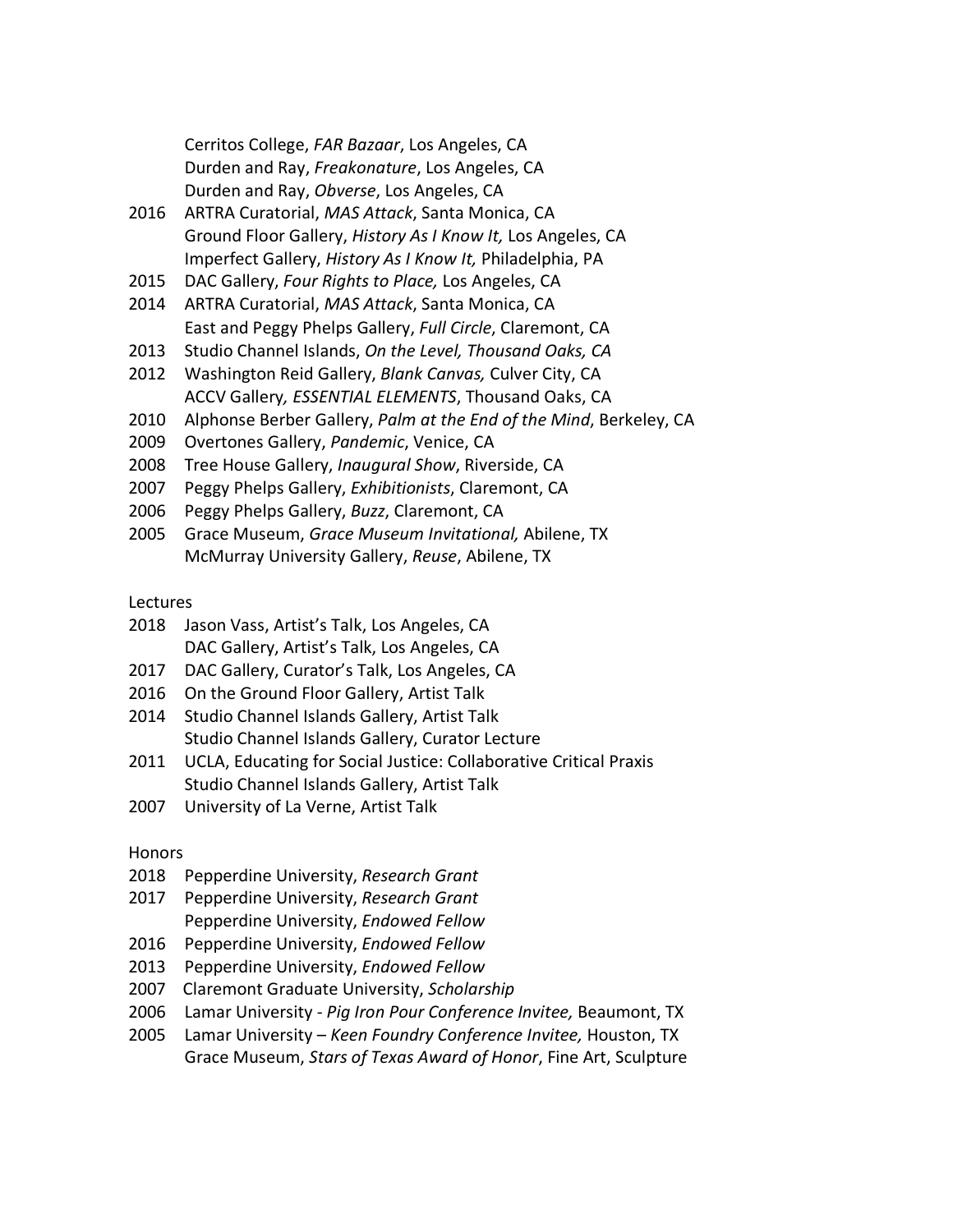Cerritos College, *FAR Bazaar*, Los Angeles, CA
Durden and Ray, *Freakonature*, Los Angeles, CA
Durden and Ray, *Obverse*, Los Angeles, CA

2016 ARTRA Curatorial, *MAS Attack*, Santa Monica, CA
Ground Floor Gallery, *History As I Know It,* Los Angeles, CA
Imperfect Gallery, *History As I Know It,* Philadelphia, PA

2015 DAC Gallery, *Four Rights to Place,* Los Angeles, CA

2014 ARTRA Curatorial, *MAS Attack*, Santa Monica, CA
East and Peggy Phelps Gallery, *Full Circle*, Claremont, CA

2013 Studio Channel Islands, *On the Level, Thousand Oaks, CA*

2012 Washington Reid Gallery, *Blank Canvas,* Culver City, CA
ACCV Gallery*, ESSENTIAL ELEMENTS*, Thousand Oaks, CA

2010 Alphonse Berber Gallery, *Palm at the End of the Mind*, Berkeley, CA

2009 Overtones Gallery, *Pandemic*, Venice, CA

2008 Tree House Gallery, *Inaugural Show*, Riverside, CA

2007 Peggy Phelps Gallery, *Exhibitionists*, Claremont, CA

2006 Peggy Phelps Gallery, *Buzz*, Claremont, CA

2005 Grace Museum, *Grace Museum Invitational,* Abilene, TX
McMurray University Gallery, *Reuse*, Abilene, TX

Lectures

2018 Jason Vass, Artist's Talk, Los Angeles, CA
DAC Gallery, Artist's Talk, Los Angeles, CA

2017 DAC Gallery, Curator's Talk, Los Angeles, CA

2016 On the Ground Floor Gallery, Artist Talk

2014 Studio Channel Islands Gallery, Artist Talk
Studio Channel Islands Gallery, Curator Lecture

2011 UCLA, Educating for Social Justice: Collaborative Critical Praxis
Studio Channel Islands Gallery, Artist Talk

2007 University of La Verne, Artist Talk

Honors

2018 Pepperdine University, *Research Grant*

2017 Pepperdine University, *Research Grant*
Pepperdine University, *Endowed Fellow*

2016 Pepperdine University, *Endowed Fellow*

2013 Pepperdine University, *Endowed Fellow*

2007 Claremont Graduate University, *Scholarship*

2006 Lamar University - *Pig Iron Pour Conference Invitee,* Beaumont, TX

2005 Lamar University – *Keen Foundry Conference Invitee,* Houston, TX
Grace Museum, *Stars of Texas Award of Honor*, Fine Art, Sculpture